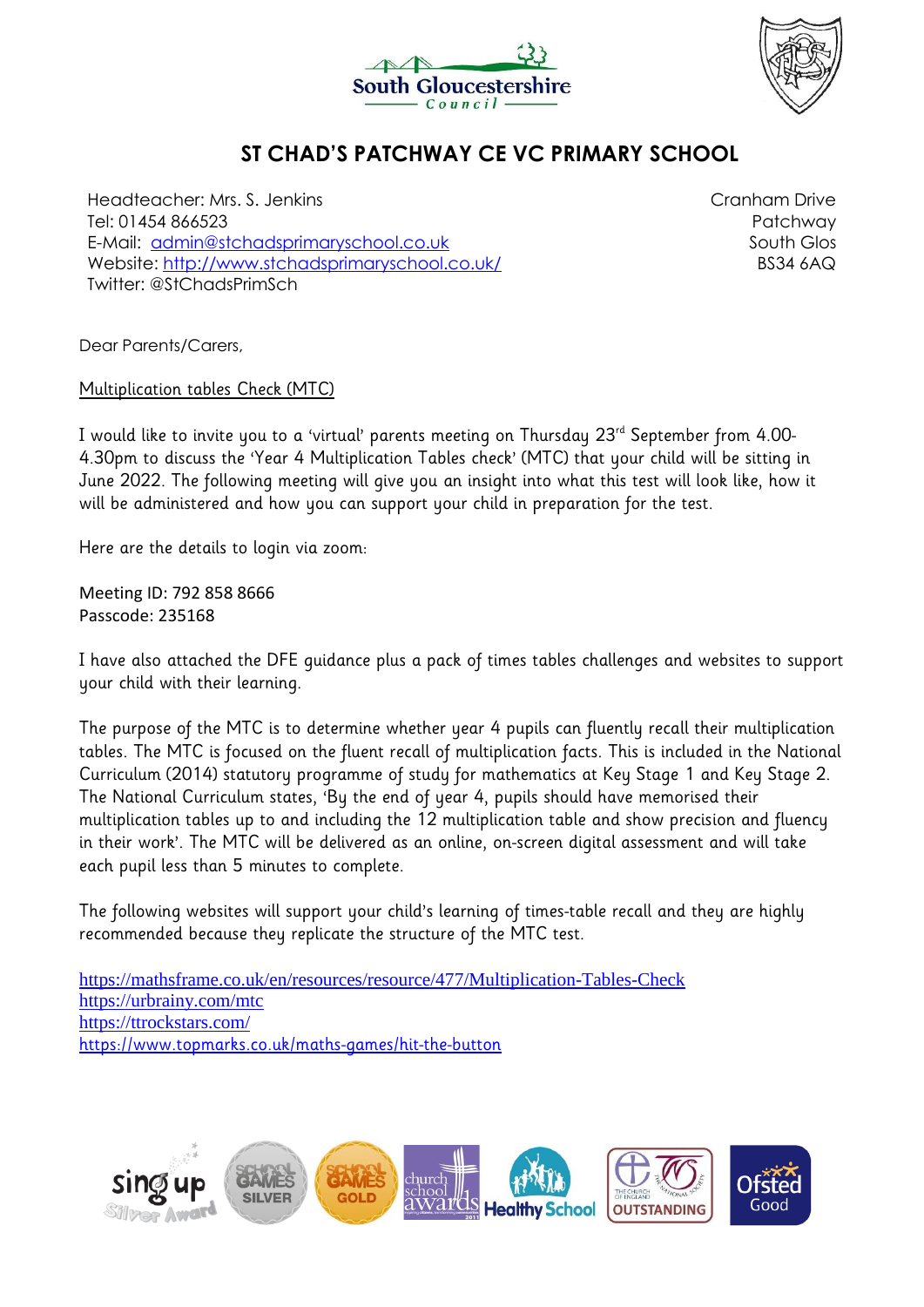South Gloucestershire Council

# ST CHAD'S PATCHWAY CE VC PRIMARY SCHOOL

Headteacher: Mrs. S. Jenkins
Tel: 01454 866523
E-Mail: admin@stchadsprimaryschool.co.uk
Website: http://www.stchadsprimaryschool.co.uk/
Twitter: @StChadsPrimSch

Cranham Drive
Patchway
South Glos
BS34 6AQ

Dear Parents/Carers,

Multiplication tables Check (MTC)

I would like to invite you to a 'virtual' parents meeting on Thursday 23rd September from 4.00-4.30pm to discuss the 'Year 4 Multiplication Tables check' (MTC) that your child will be sitting in June 2022. The following meeting will give you an insight into what this test will look like, how it will be administered and how you can support your child in preparation for the test.

Here are the details to login via zoom:

Meeting ID: 792 858 8666
Passcode: 235168

I have also attached the DFE guidance plus a pack of times tables challenges and websites to support your child with their learning.

The purpose of the MTC is to determine whether year 4 pupils can fluently recall their multiplication tables. The MTC is focused on the fluent recall of multiplication facts. This is included in the National Curriculum (2014) statutory programme of study for mathematics at Key Stage 1 and Key Stage 2. The National Curriculum states, 'By the end of year 4, pupils should have memorised their multiplication tables up to and including the 12 multiplication table and show precision and fluency in their work'. The MTC will be delivered as an online, on-screen digital assessment and will take each pupil less than 5 minutes to complete.

The following websites will support your child's learning of times-table recall and they are highly recommended because they replicate the structure of the MTC test.

https://mathsframe.co.uk/en/resources/resource/477/Multiplication-Tables-Check
https://urbrainy.com/mtc
https://ttrockstars.com/
https://www.topmarks.co.uk/maths-games/hit-the-button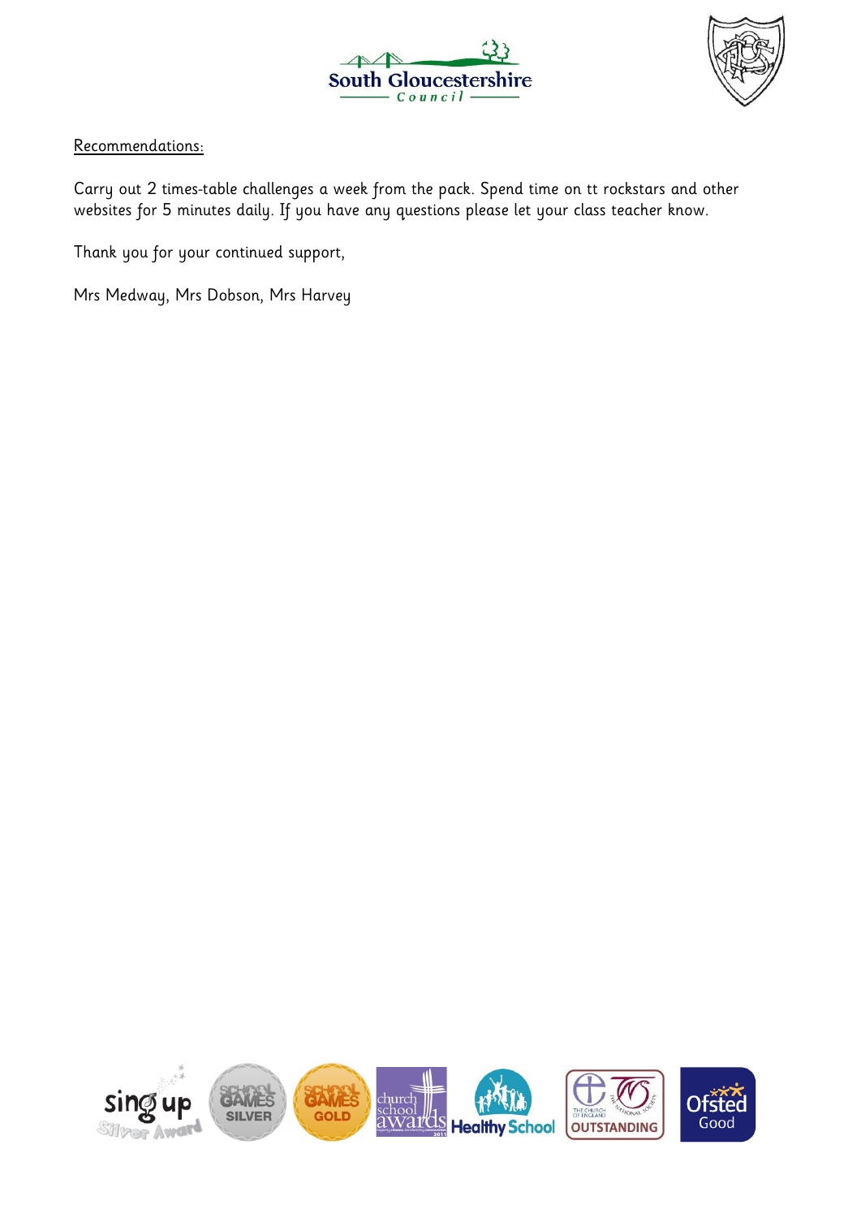Recommendations:

Carry out 2 times-table challenges a week from the pack. Spend time on tt rockstars and other websites for 5 minutes daily. If you have any questions please let your class teacher know.

Thank you for your continued support,

Mrs Medway, Mrs Dobson, Mrs Harvey